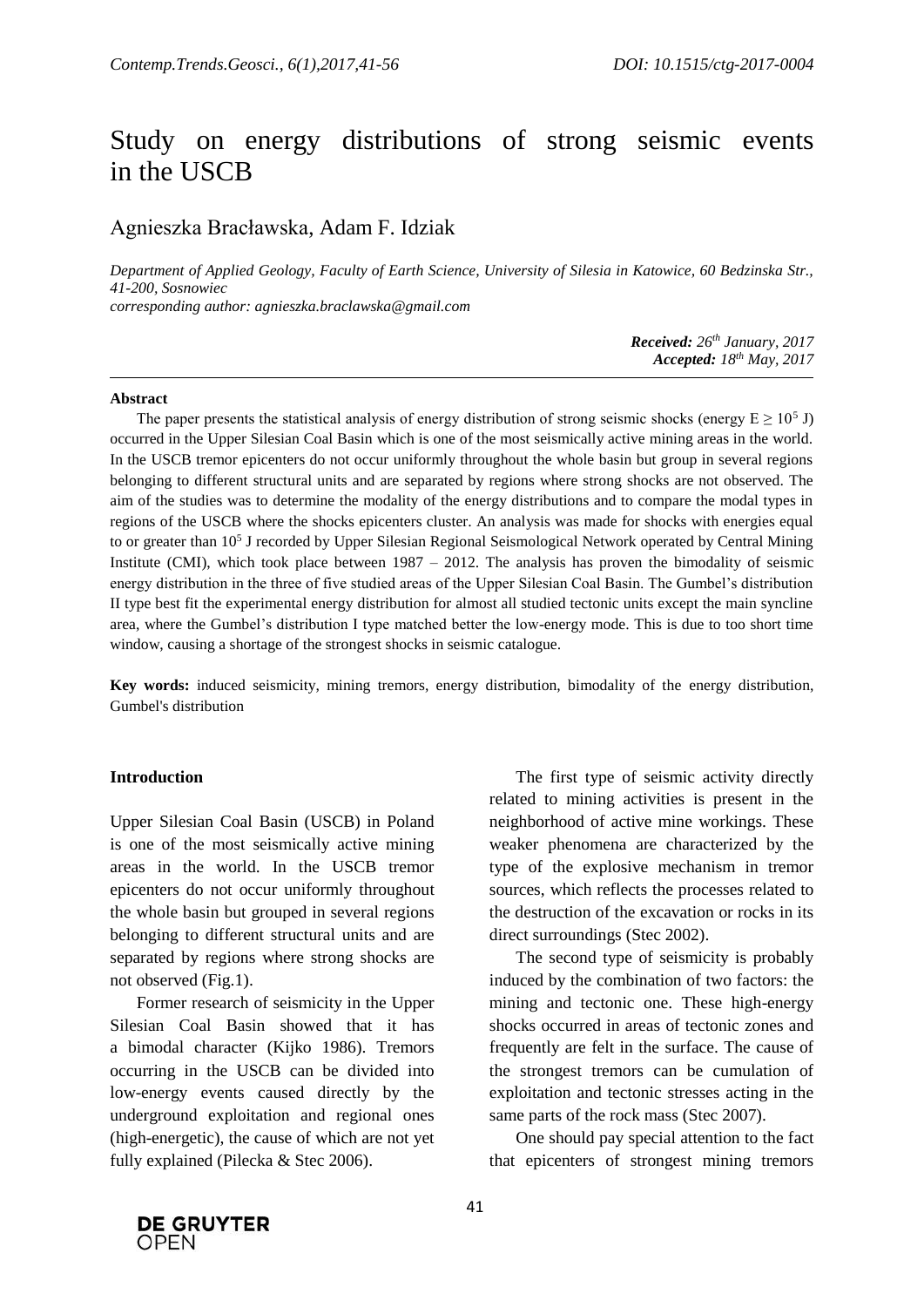# Study on energy distributions of strong seismic events in the USCB

## Agnieszka Bracławska, Adam F. Idziak

*Department of Applied Geology, Faculty of Earth Science, University of Silesia in Katowice, 60 Bedzinska Str., 41-200, Sosnowiec*
*corresponding author: agnieszka.braclawska@gmail.com*

***Received:** 26th January, 2017*
***Accepted:** 18th May, 2017*

**Abstract**

The paper presents the statistical analysis of energy distribution of strong seismic shocks (energy $E \geq 10^5$ J) occurred in the Upper Silesian Coal Basin which is one of the most seismically active mining areas in the world. In the USCB tremor epicenters do not occur uniformly throughout the whole basin but group in several regions belonging to different structural units and are separated by regions where strong shocks are not observed. The aim of the studies was to determine the modality of the energy distributions and to compare the modal types in regions of the USCB where the shocks epicenters cluster. An analysis was made for shocks with energies equal to or greater than $10^5$ J recorded by Upper Silesian Regional Seismological Network operated by Central Mining Institute (CMI), which took place between 1987 – 2012. The analysis has proven the bimodality of seismic energy distribution in the three of five studied areas of the Upper Silesian Coal Basin. The Gumbel's distribution II type best fit the experimental energy distribution for almost all studied tectonic units except the main syncline area, where the Gumbel's distribution I type matched better the low-energy mode. This is due to too short time window, causing a shortage of the strongest shocks in seismic catalogue.

**Key words:** induced seismicity, mining tremors, energy distribution, bimodality of the energy distribution, Gumbel's distribution

### Introduction

Upper Silesian Coal Basin (USCB) in Poland is one of the most seismically active mining areas in the world. In the USCB tremor epicenters do not occur uniformly throughout the whole basin but grouped in several regions belonging to different structural units and are separated by regions where strong shocks are not observed (Fig.1).

Former research of seismicity in the Upper Silesian Coal Basin showed that it has a bimodal character (Kijko 1986). Tremors occurring in the USCB can be divided into low-energy events caused directly by the underground exploitation and regional ones (high-energetic), the cause of which are not yet fully explained (Pilecka & Stec 2006).

The first type of seismic activity directly related to mining activities is present in the neighborhood of active mine workings. These weaker phenomena are characterized by the type of the explosive mechanism in tremor sources, which reflects the processes related to the destruction of the excavation or rocks in its direct surroundings (Stec 2002).

The second type of seismicity is probably induced by the combination of two factors: the mining and tectonic one. These high-energy shocks occurred in areas of tectonic zones and frequently are felt in the surface. The cause of the strongest tremors can be cumulation of exploitation and tectonic stresses acting in the same parts of the rock mass (Stec 2007).

One should pay special attention to the fact that epicenters of strongest mining tremors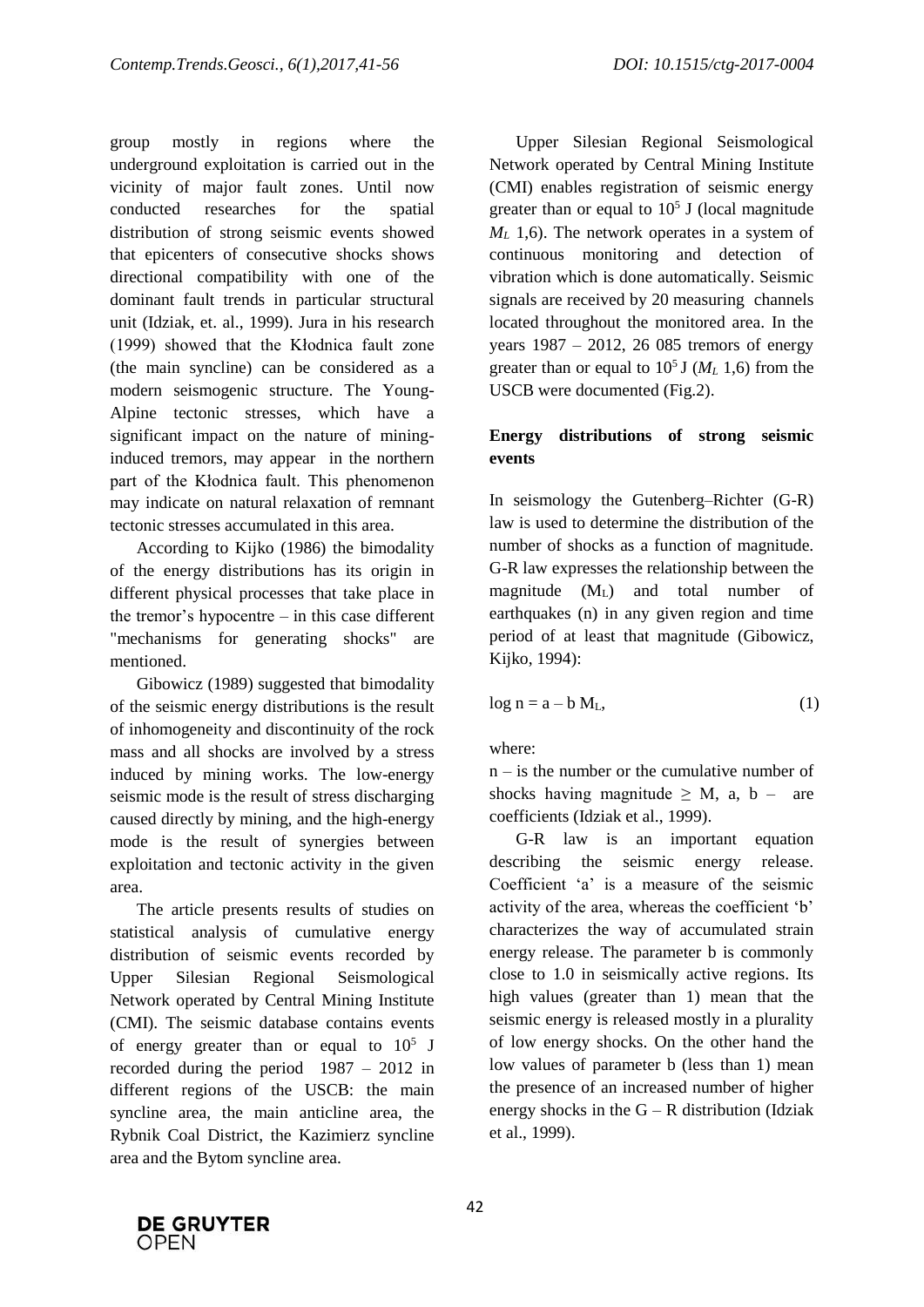group mostly in regions where the underground exploitation is carried out in the vicinity of major fault zones. Until now conducted researches for the spatial distribution of strong seismic events showed that epicenters of consecutive shocks shows directional compatibility with one of the dominant fault trends in particular structural unit (Idziak, et. al., 1999). Jura in his research (1999) showed that the Kłodnica fault zone (the main syncline) can be considered as a modern seismogenic structure. The Young-Alpine tectonic stresses, which have a significant impact on the nature of mining-induced tremors, may appear in the northern part of the Kłodnica fault. This phenomenon may indicate on natural relaxation of remnant tectonic stresses accumulated in this area.

According to Kijko (1986) the bimodality of the energy distributions has its origin in different physical processes that take place in the tremor's hypocentre – in this case different "mechanisms for generating shocks" are mentioned.

Gibowicz (1989) suggested that bimodality of the seismic energy distributions is the result of inhomogeneity and discontinuity of the rock mass and all shocks are involved by a stress induced by mining works. The low-energy seismic mode is the result of stress discharging caused directly by mining, and the high-energy mode is the result of synergies between exploitation and tectonic activity in the given area.

The article presents results of studies on statistical analysis of cumulative energy distribution of seismic events recorded by Upper Silesian Regional Seismological Network operated by Central Mining Institute (CMI). The seismic database contains events of energy greater than or equal to $10^5$ J recorded during the period 1987 – 2012 in different regions of the USCB: the main syncline area, the main anticline area, the Rybnik Coal District, the Kazimierz syncline area and the Bytom syncline area.

Upper Silesian Regional Seismological Network operated by Central Mining Institute (CMI) enables registration of seismic energy greater than or equal to $10^5$ J (local magnitude $M_L$ 1,6). The network operates in a system of continuous monitoring and detection of vibration which is done automatically. Seismic signals are received by 20 measuring channels located throughout the monitored area. In the years 1987 – 2012, 26 085 tremors of energy greater than or equal to $10^5$ J ($M_L$ 1,6) from the USCB were documented (Fig.2).

## Energy distributions of strong seismic events

In seismology the Gutenberg–Richter (G-R) law is used to determine the distribution of the number of shocks as a function of magnitude. G-R law expresses the relationship between the magnitude ($M_L$) and total number of earthquakes (n) in any given region and time period of at least that magnitude (Gibowicz, Kijko, 1994):

$$\log n = a - b\, M_L, \tag{1}$$

where:

n – is the number or the cumulative number of shocks having magnitude $\geq$ M, a, b – are coefficients (Idziak et al., 1999).

G-R law is an important equation describing the seismic energy release. Coefficient 'a' is a measure of the seismic activity of the area, whereas the coefficient 'b' characterizes the way of accumulated strain energy release. The parameter b is commonly close to 1.0 in seismically active regions. Its high values (greater than 1) mean that the seismic energy is released mostly in a plurality of low energy shocks. On the other hand the low values of parameter b (less than 1) mean the presence of an increased number of higher energy shocks in the G – R distribution (Idziak et al., 1999).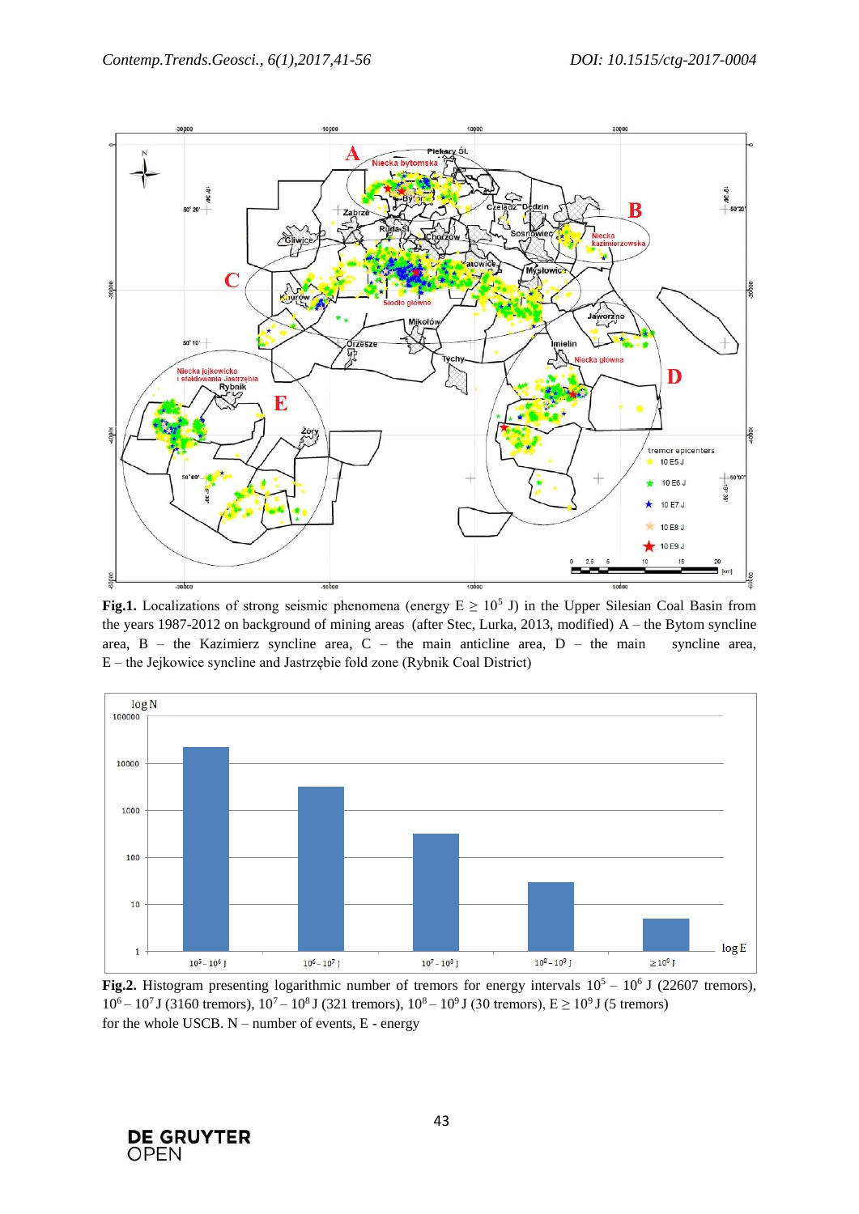**Fig.1.** Localizations of strong seismic phenomena (energy $E \geq 10^5$ J) in the Upper Silesian Coal Basin from the years 1987-2012 on background of mining areas (after Stec, Lurka, 2013, modified) A – the Bytom syncline area, B – the Kazimierz syncline area, C – the main anticline area, D – the main syncline area, E – the Jejkowice syncline and Jastrzębie fold zone (Rybnik Coal District)

**Fig.2.** Histogram presenting logarithmic number of tremors for energy intervals $10^5 - 10^6$ J (22607 tremors), $10^6 - 10^7$ J (3160 tremors), $10^7 - 10^8$ J (321 tremors), $10^8 - 10^9$ J (30 tremors), $E \geq 10^9$ J (5 tremors) for the whole USCB. N – number of events, E - energy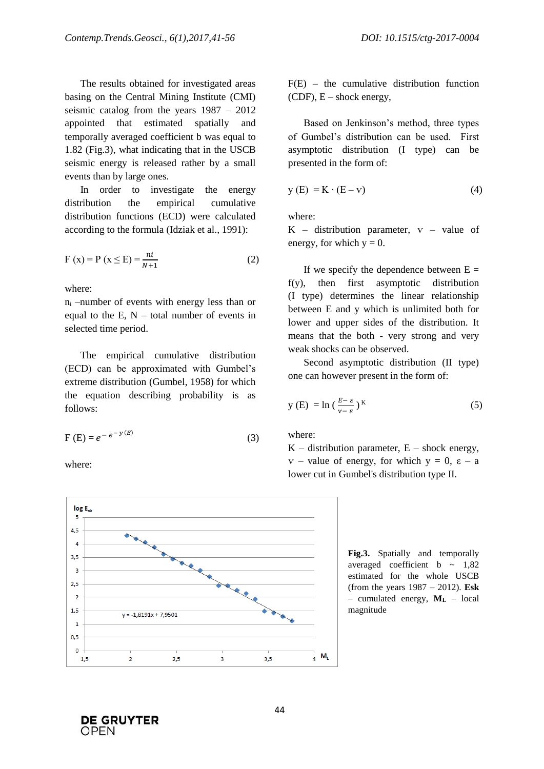The results obtained for investigated areas basing on the Central Mining Institute (CMI) seismic catalog from the years 1987 – 2012 appointed that estimated spatially and temporally averaged coefficient b was equal to 1.82 (Fig.3), what indicating that in the USCB seismic energy is released rather by a small events than by large ones.

In order to investigate the energy distribution the empirical cumulative distribution functions (ECD) were calculated according to the formula (Idziak et al., 1991):

$$F\ (x) = P\ (x \le E) = \frac{ni}{N+1} \qquad (2)$$

where:
$n_i$ –number of events with energy less than or equal to the E, N – total number of events in selected time period.

The empirical cumulative distribution (ECD) can be approximated with Gumbel's extreme distribution (Gumbel, 1958) for which the equation describing probability is as follows:

$$F\ (E) = e^{-\,e^{-y\,(E)}} \qquad (3)$$

where:

F(E) – the cumulative distribution function (CDF), E – shock energy,

Based on Jenkinson's method, three types of Gumbel's distribution can be used. First asymptotic distribution (I type) can be presented in the form of:

$$y\ (E)\ = K \cdot (E - v) \qquad (4)$$

where:
K – distribution parameter, v – value of energy, for which y = 0.

If we specify the dependence between E = f(y), then first asymptotic distribution (I type) determines the linear relationship between E and y which is unlimited both for lower and upper sides of the distribution. It means that the both - very strong and very weak shocks can be observed.

Second asymptotic distribution (II type) one can however present in the form of:

$$y\ (E)\ = \ln\left(\frac{E-\varepsilon}{v-\varepsilon}\right)^{K} \qquad (5)$$

where:
K – distribution parameter, E – shock energy, v – value of energy, for which y = 0, ε – a lower cut in Gumbel's distribution type II.

**Fig.3.** Spatially and temporally averaged coefficient b ~ 1,82 estimated for whole USCB (from the years 1987 – 2012). **Esk** – cumulated energy, $\mathbf{M_L}$ – local magnitude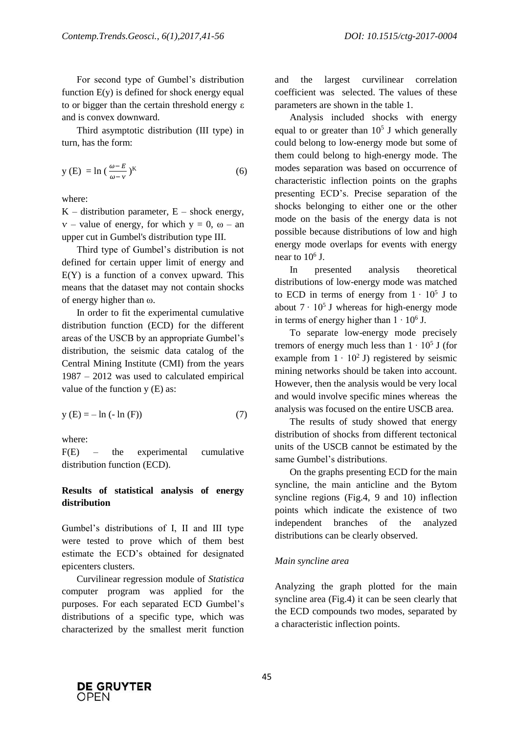For second type of Gumbel's distribution function E(y) is defined for shock energy equal to or bigger than the certain threshold energy ε and is convex downward.

Third asymptotic distribution (III type) in turn, has the form:

$$y\,(E) = \ln\left(\frac{\omega - E}{\omega - v}\right)^{K} \tag{6}$$

where:

K – distribution parameter, E – shock energy, ν – value of energy, for which y = 0, ω – an upper cut in Gumbel's distribution type III.

Third type of Gumbel's distribution is not defined for certain upper limit of energy and E(Y) is a function of a convex upward. This means that the dataset may not contain shocks of energy higher than ω.

In order to fit the experimental cumulative distribution function (ECD) for the different areas of the USCB by an appropriate Gumbel's distribution, the seismic data catalog of the Central Mining Institute (CMI) from the years 1987 – 2012 was used to calculated empirical value of the function y (E) as:

$$y\,(E) = -\ln\,(-\ln\,(F)) \tag{7}$$

where:

F(E) – the experimental cumulative distribution function (ECD).

**Results of statistical analysis of energy distribution**

Gumbel's distributions of I, II and III type were tested to prove which of them best estimate the ECD's obtained for designated epicenters clusters.

Curvilinear regression module of *Statistica* computer program was applied for the purposes. For each separated ECD Gumbel's distributions of a specific type, which was characterized by the smallest merit function and the largest curvilinear correlation coefficient was selected. The values of these parameters are shown in the table 1.

Analysis included shocks with energy equal to or greater than $10^5$ J which generally could belong to low-energy mode but some of them could belong to high-energy mode. The modes separation was based on occurrence of characteristic inflection points on the graphs presenting ECD's. Precise separation of the shocks belonging to either one or the other mode on the basis of the energy data is not possible because distributions of low and high energy mode overlaps for events with energy near to $10^6$ J.

In presented analysis theoretical distributions of low-energy mode was matched to ECD in terms of energy from $1 \cdot 10^5$ J to about $7 \cdot 10^5$ J whereas for high-energy mode in terms of energy higher than $1 \cdot 10^6$ J.

To separate low-energy mode precisely tremors of energy much less than $1 \cdot 10^5$ J (for example from $1 \cdot 10^2$ J) registered by seismic mining networks should be taken into account. However, then the analysis would be very local and would involve specific mines whereas the analysis was focused on the entire USCB area.

The results of study showed that energy distribution of shocks from different tectonical units of the USCB cannot be estimated by the same Gumbel's distributions.

On the graphs presenting ECD for the main syncline, the main anticline and the Bytom syncline regions (Fig.4, 9 and 10) inflection points which indicate the existence of two independent branches of the analyzed distributions can be clearly observed.

*Main syncline area*

Analyzing the graph plotted for the main syncline area (Fig.4) it can be seen clearly that the ECD compounds two modes, separated by a characteristic inflection points.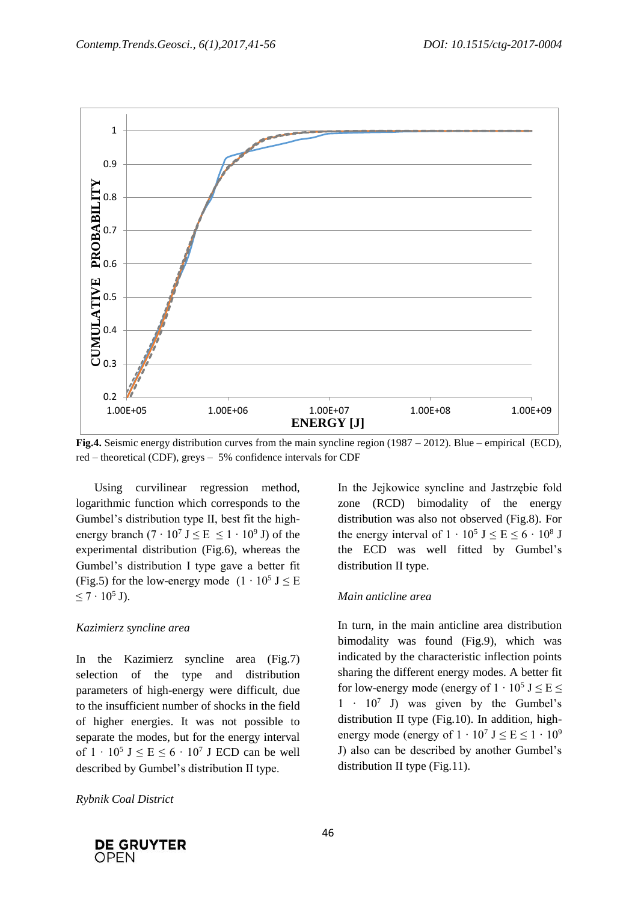**Fig.4.** Seismic energy distribution curves from the main syncline region (1987 – 2012). Blue – empirical (ECD), red – theoretical (CDF), greys – 5% confidence intervals for CDF

Using curvilinear regression method, logarithmic function which corresponds to the Gumbel's distribution type II, best fit the high-energy branch ($7 \cdot 10^7$ J $\leq$ E $\leq 1 \cdot 10^9$ J) of the experimental distribution (Fig.6), whereas the Gumbel's distribution I type gave a better fit (Fig.5) for the low-energy mode ($1 \cdot 10^5$ J $\leq$ E $\leq 7 \cdot 10^5$ J).

*Kazimierz syncline area*

In the Kazimierz syncline area (Fig.7) selection of the type and distribution parameters of high-energy were difficult, due to the insufficient number of shocks in the field of higher energies. It was not possible to separate the modes, but for the energy interval of $1 \cdot 10^5$ J $\leq$ E $\leq 6 \cdot 10^7$ J ECD can be well described by Gumbel's distribution II type.

*Rybnik Coal District*

In the Jejkowice syncline and Jastrzębie fold zone (RCD) bimodality of the energy distribution was also not observed (Fig.8). For the energy interval of $1 \cdot 10^5$ J $\leq$ E $\leq 6 \cdot 10^8$ J the ECD was well fitted by Gumbel's distribution II type.

*Main anticline area*

In turn, in the main anticline area distribution bimodality was found (Fig.9), which was indicated by the characteristic inflection points sharing the different energy modes. A better fit for low-energy mode (energy of $1 \cdot 10^5$ J $\leq$ E $\leq 1 \cdot 10^7$ J) was given by the Gumbel's distribution II type (Fig.10). In addition, high-energy mode (energy of $1 \cdot 10^7$ J $\leq$ E $\leq 1 \cdot 10^9$ J) also can be described by another Gumbel's distribution II type (Fig.11).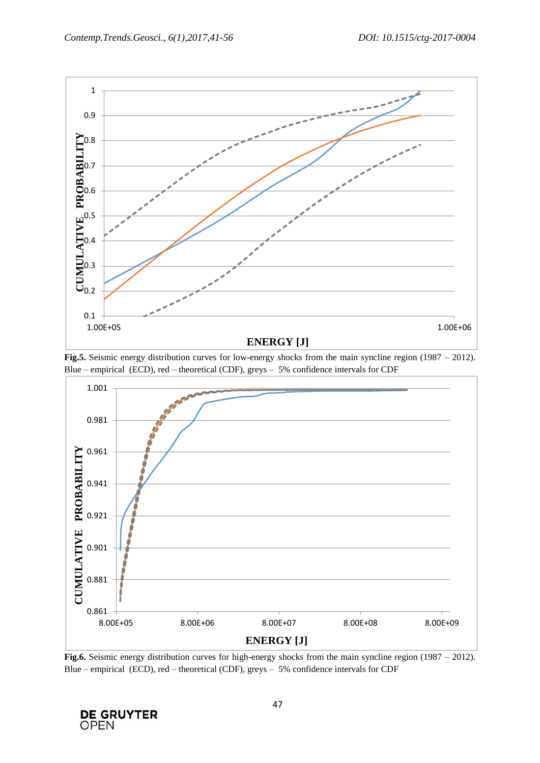**Fig.5.** Seismic energy distribution curves for low-energy shocks from the main syncline region (1987 – 2012). Blue – empirical (ECD), red – theoretical (CDF), greys – 5% confidence intervals for CDF

**Fig.6.** Seismic energy distribution curves for high-energy shocks from the main syncline region (1987 – 2012). Blue – empirical (ECD), red – theoretical (CDF), greys – 5% confidence intervals for CDF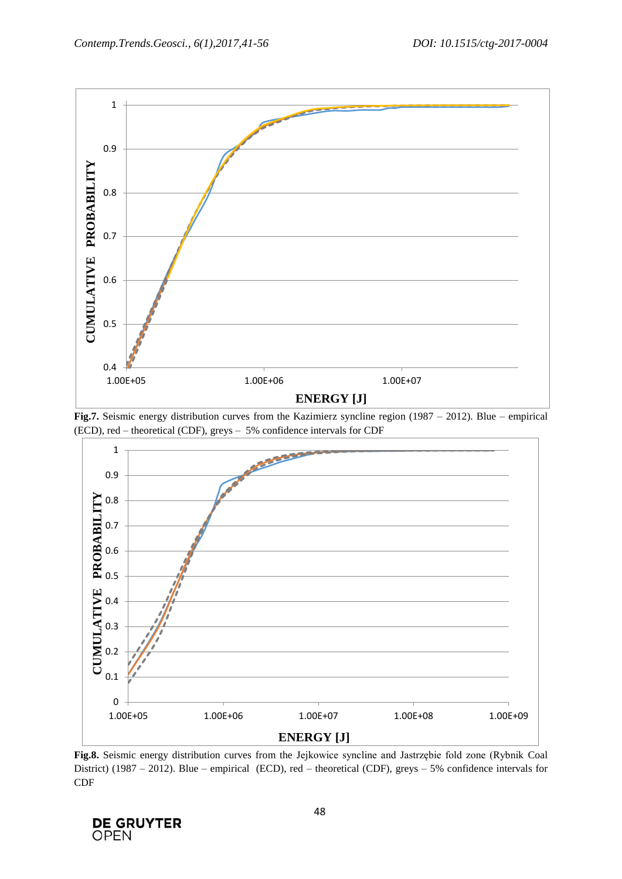**Fig.7.** Seismic energy distribution curves from the Kazimierz syncline region (1987 – 2012). Blue – empirical (ECD), red – theoretical (CDF), greys – 5% confidence intervals for CDF

**Fig.8.** Seismic energy distribution curves from the Jejkowice syncline and Jastrzębie fold zone (Rybnik Coal District) (1987 – 2012). Blue – empirical (ECD), red – theoretical (CDF), greys – 5% confidence intervals for CDF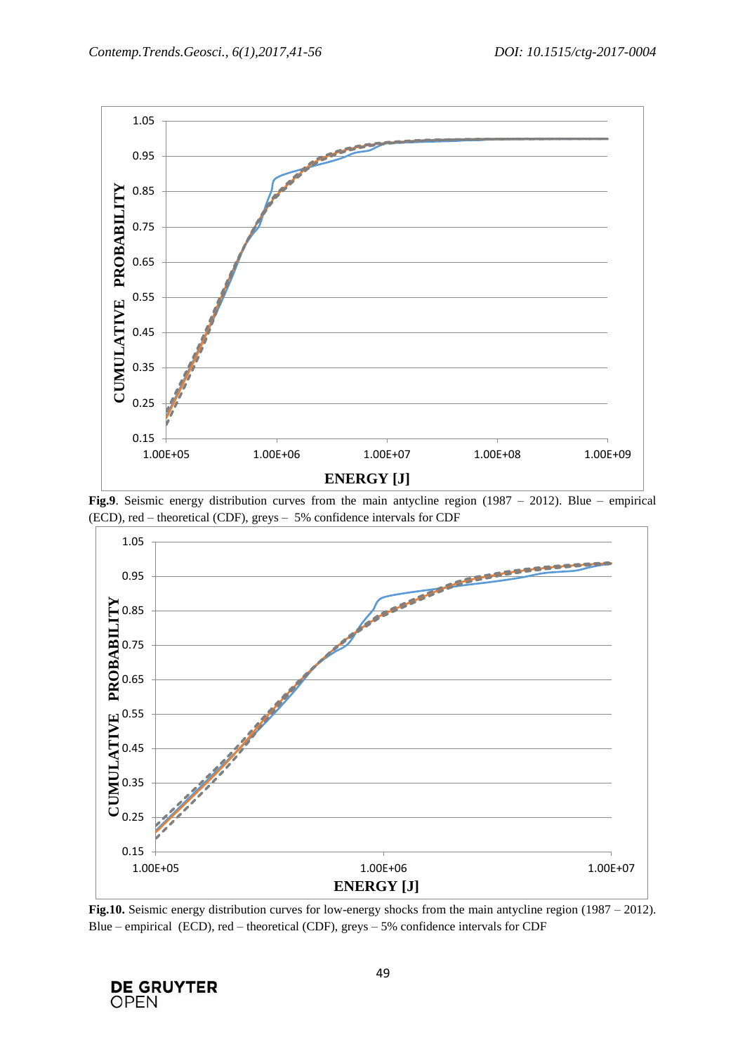**Fig.9**. Seismic energy distribution curves from the main antycline region (1987 – 2012). Blue – empirical (ECD), red – theoretical (CDF), greys – 5% confidence intervals for CDF

**Fig.10.** Seismic energy distribution curves for low-energy shocks from the main antycline region (1987 – 2012). Blue – empirical (ECD), red – theoretical (CDF), greys – 5% confidence intervals for CDF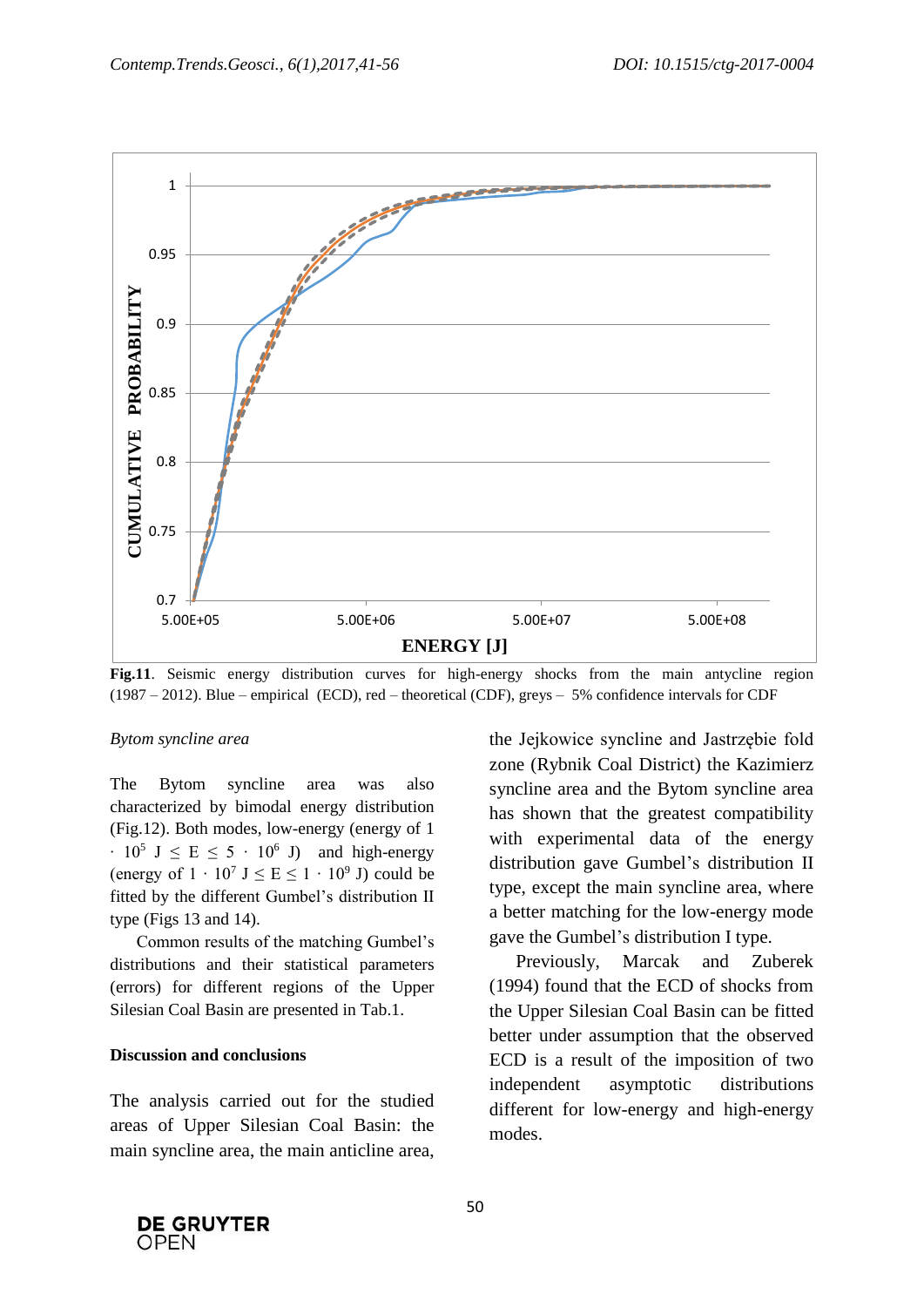**Fig.11**. Seismic energy distribution curves for high-energy shocks from the main antycline region (1987 – 2012). Blue – empirical (ECD), red – theoretical (CDF), greys – 5% confidence intervals for CDF

*Bytom syncline area*

The Bytom syncline area was also characterized by bimodal energy distribution (Fig.12). Both modes, low-energy (energy of $1 \cdot 10^5$ J $\leq$ E $\leq$ $5 \cdot 10^6$ J) and high-energy (energy of $1 \cdot 10^7$ J $\leq$ E $\leq$ $1 \cdot 10^9$ J) could be fitted by the different Gumbel's distribution II type (Figs 13 and 14).

Common results of the matching Gumbel's distributions and their statistical parameters (errors) for different regions of the Upper Silesian Coal Basin are presented in Tab.1.

**Discussion and conclusions**

The analysis carried out for the studied areas of Upper Silesian Coal Basin: the main syncline area, the main anticline area, the Jejkowice syncline and Jastrzębie fold zone (Rybnik Coal District) the Kazimierz syncline area and the Bytom syncline area has shown that the greatest compatibility with experimental data of the energy distribution gave Gumbel's distribution II type, except the main syncline area, where a better matching for the low-energy mode gave the Gumbel's distribution I type.

Previously, Marcak and Zuberek (1994) found that the ECD of shocks from the Upper Silesian Coal Basin can be fitted better under assumption that the observed ECD is a result of the imposition of two independent asymptotic distributions different for low-energy and high-energy modes.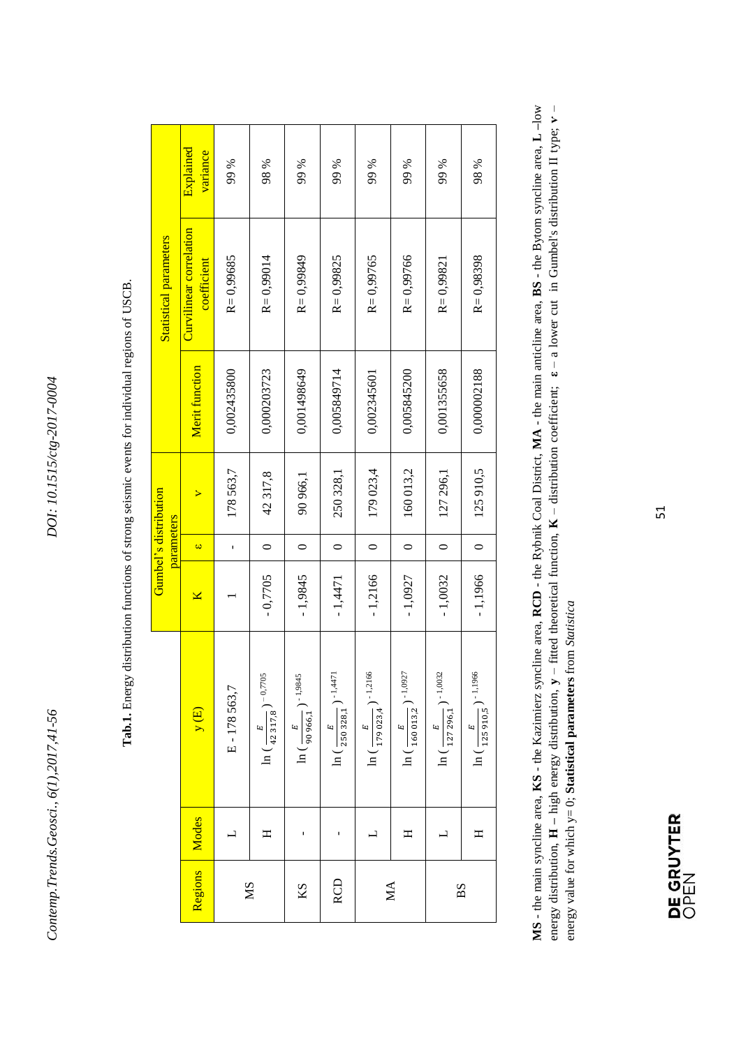**Tab.1.** Energy distribution functions of strong seismic events for individual regions of USCB.

| Regions | Modes | y (E) | Gumbel's distribution parameters | | | Merit function | Statistical parameters | |
|---|---|---|---|---|---|---|---|---|
| | | | K | ε | v | | Curvilinear correlation coefficient | Explained variance |
| MS | L | E - 178 563,7 | 1 | - | 178 563,7 | 0,002435800 | R= 0,99685 | 99 % |
| | H | $\ln\left(\frac{E}{42\,317{,}8}\right)^{-0{,}7705}$ | - 0,7705 | 0 | 42 317,8 | 0,000203723 | R= 0,99014 | 98 % |
| KS | - | $\ln\left(\frac{E}{90\,966{,}1}\right)^{-1{,}9845}$ | - 1,9845 | 0 | 90 966,1 | 0,001498649 | R= 0,99849 | 99 % |
| RCD | - | $\ln\left(\frac{E}{250\,328{,}1}\right)^{-1{,}4471}$ | - 1,4471 | 0 | 250 328,1 | 0,005849714 | R= 0,99825 | 99 % |
| MA | L | $\ln\left(\frac{E}{179\,023{,}4}\right)^{-1{,}2166}$ | - 1,2166 | 0 | 179 023,4 | 0,002345601 | R= 0,99765 | 99 % |
| | H | $\ln\left(\frac{E}{160\,013{,}2}\right)^{-1{,}0927}$ | - 1,0927 | 0 | 160 013,2 | 0,005845200 | R= 0,99766 | 99 % |
| BS | L | $\ln\left(\frac{E}{127\,296{,}1}\right)^{-1{,}0032}$ | - 1,0032 | 0 | 127 296,1 | 0,001355658 | R= 0,99821 | 99 % |
| | H | $\ln\left(\frac{E}{125\,910{,}5}\right)^{-1{,}1966}$ | - 1,1966 | 0 | 125 910,5 | 0,000002188 | R= 0,98398 | 98 % |

**MS** - the main syncline area, **KS** - the Kazimierz syncline area, **RCD** - the Rybnik Coal District, **MA** - the main anticline area, **BS** - the Bytom syncline area, **L** –low energy distribution, **H** – high energy distribution, **y** – fitted theoretical function, **K** – distribution coefficient; **ε** – a lower cut in Gumbel's distribution II type; **v** – energy value for which y= 0; **Statistical parameters** from *Statistica*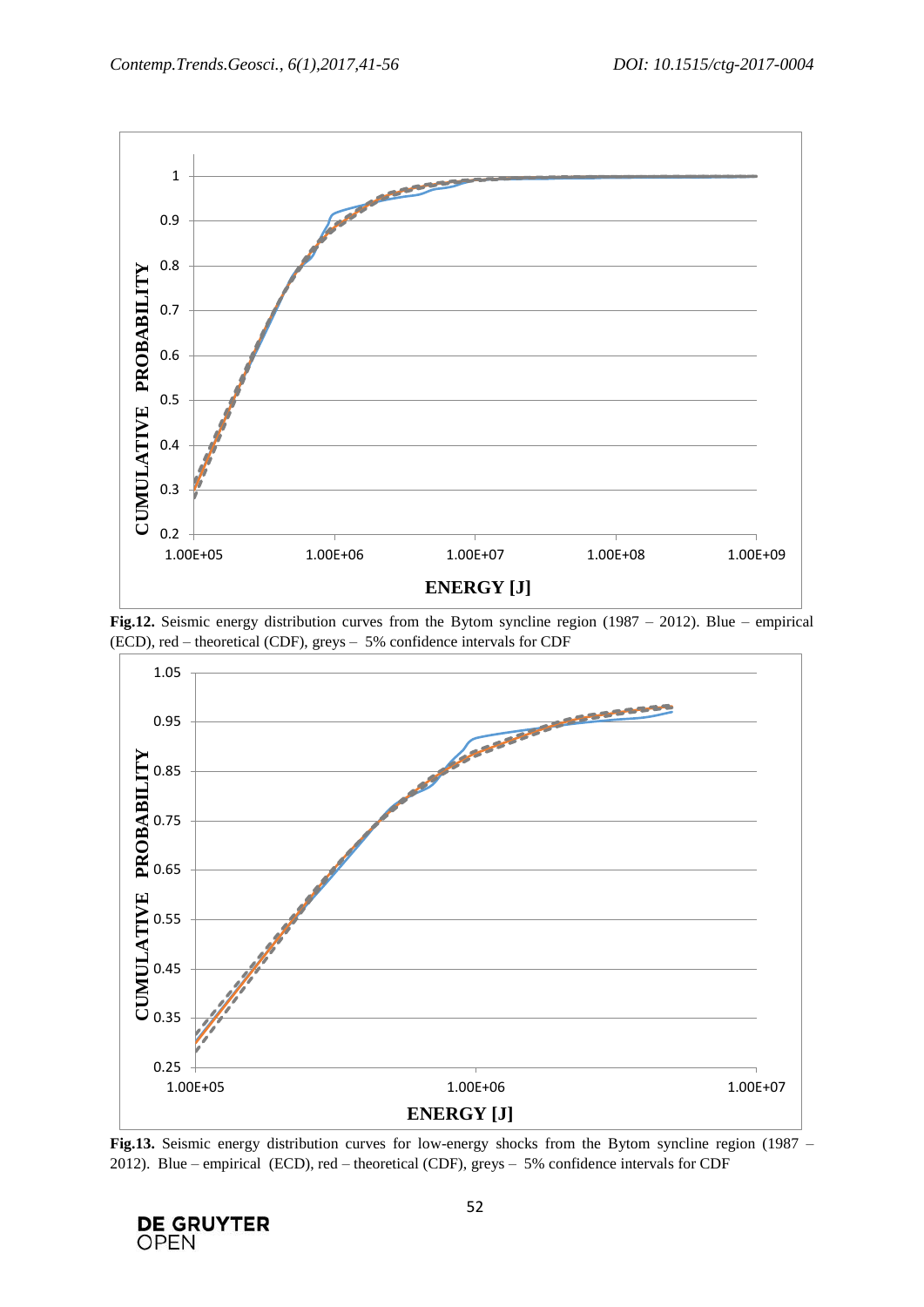**Fig.12.** Seismic energy distribution curves from the Bytom syncline region (1987 – 2012). Blue – empirical (ECD), red – theoretical (CDF), greys – 5% confidence intervals for CDF

**Fig.13.** Seismic energy distribution curves for low-energy shocks from the Bytom syncline region (1987 – 2012). Blue – empirical (ECD), red – theoretical (CDF), greys – 5% confidence intervals for CDF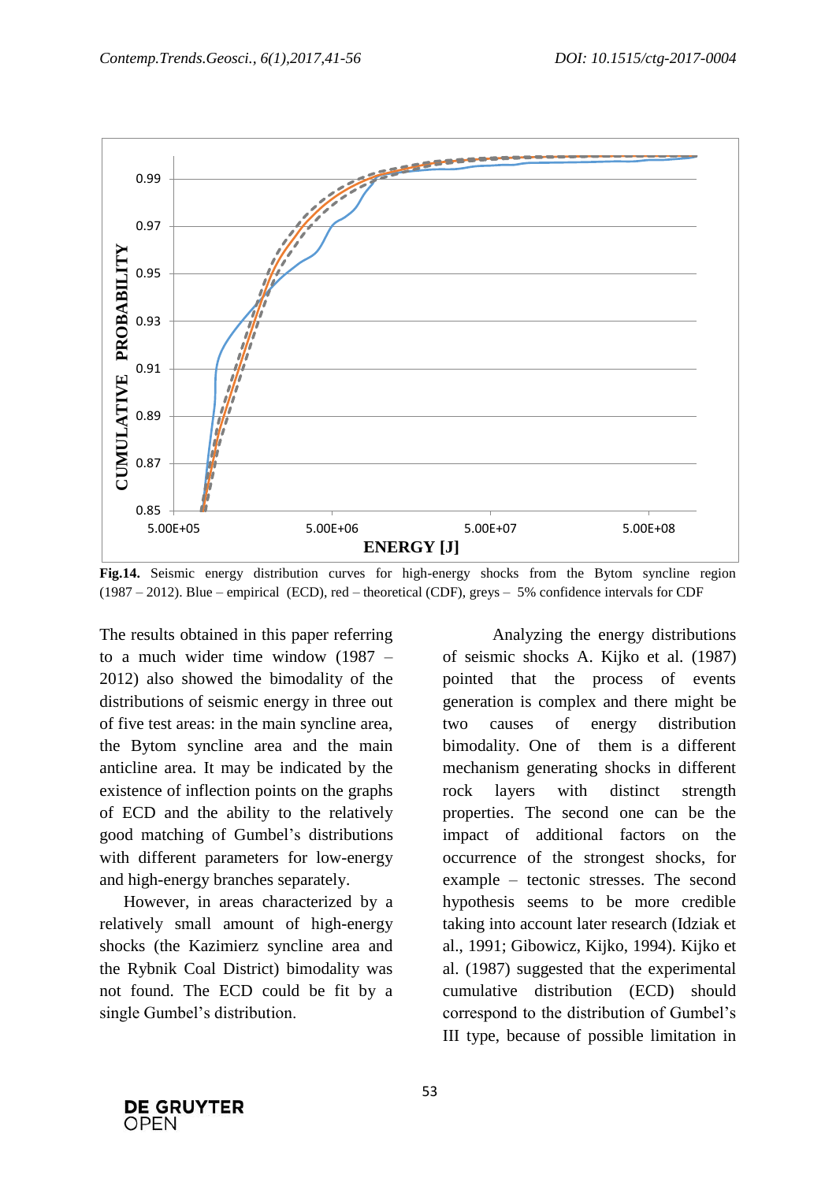**Fig.14.** Seismic energy distribution curves for high-energy shocks from the Bytom syncline region (1987 – 2012). Blue – empirical (ECD), red – theoretical (CDF), greys – 5% confidence intervals for CDF

The results obtained in this paper referring to a much wider time window (1987 – 2012) also showed the bimodality of the distributions of seismic energy in three out of five test areas: in the main syncline area, the Bytom syncline area and the main anticline area. It may be indicated by the existence of inflection points on the graphs of ECD and the ability to the relatively good matching of Gumbel's distributions with different parameters for low-energy and high-energy branches separately.

However, in areas characterized by a relatively small amount of high-energy shocks (the Kazimierz syncline area and the Rybnik Coal District) bimodality was not found. The ECD could be fit by a single Gumbel's distribution.

Analyzing the energy distributions of seismic shocks A. Kijko et al. (1987) pointed that the process of events generation is complex and there might be two causes of energy distribution bimodality. One of them is a different mechanism generating shocks in different rock layers with distinct strength properties. The second one can be the impact of additional factors on the occurrence of the strongest shocks, for example – tectonic stresses. The second hypothesis seems to be more credible taking into account later research (Idziak et al., 1991; Gibowicz, Kijko, 1994). Kijko et al. (1987) suggested that the experimental cumulative distribution (ECD) should correspond to the distribution of Gumbel's III type, because of possible limitation in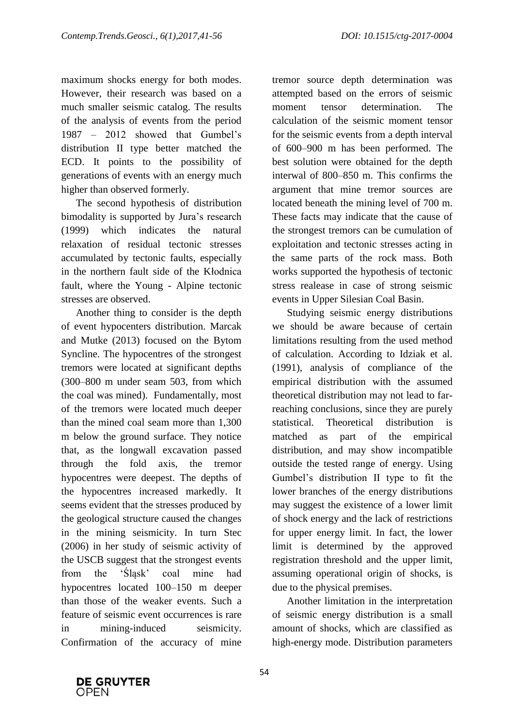maximum shocks energy for both modes. However, their research was based on a much smaller seismic catalog. The results of the analysis of events from the period 1987 – 2012 showed that Gumbel's distribution II type better matched the ECD. It points to the possibility of generations of events with an energy much higher than observed formerly.

The second hypothesis of distribution bimodality is supported by Jura's research (1999) which indicates the natural relaxation of residual tectonic stresses accumulated by tectonic faults, especially in the northern fault side of the Kłodnica fault, where the Young - Alpine tectonic stresses are observed.

Another thing to consider is the depth of event hypocenters distribution. Marcak and Mutke (2013) focused on the Bytom Syncline. The hypocentres of the strongest tremors were located at significant depths (300–800 m under seam 503, from which the coal was mined). Fundamentally, most of the tremors were located much deeper than the mined coal seam more than 1,300 m below the ground surface. They notice that, as the longwall excavation passed through the fold axis, the tremor hypocentres were deepest. The depths of the hypocentres increased markedly. It seems evident that the stresses produced by the geological structure caused the changes in the mining seismicity. In turn Stec (2006) in her study of seismic activity of the USCB suggest that the strongest events from the 'Śląsk' coal mine had hypocentres located 100–150 m deeper than those of the weaker events. Such a feature of seismic event occurrences is rare in mining-induced seismicity. Confirmation of the accuracy of mine tremor source depth determination was attempted based on the errors of seismic moment tensor determination. The calculation of the seismic moment tensor for the seismic events from a depth interval of 600–900 m has been performed. The best solution were obtained for the depth interwal of 800–850 m. This confirms the argument that mine tremor sources are located beneath the mining level of 700 m. These facts may indicate that the cause of the strongest tremors can be cumulation of exploitation and tectonic stresses acting in the same parts of the rock mass. Both works supported the hypothesis of tectonic stress realease in case of strong seismic events in Upper Silesian Coal Basin.

Studying seismic energy distributions we should be aware because of certain limitations resulting from the used method of calculation. According to Idziak et al. (1991), analysis of compliance of the empirical distribution with the assumed theoretical distribution may not lead to far-reaching conclusions, since they are purely statistical. Theoretical distribution is matched as part of the empirical distribution, and may show incompatible outside the tested range of energy. Using Gumbel's distribution II type to fit the lower branches of the energy distributions may suggest the existence of a lower limit of shock energy and the lack of restrictions for upper energy limit. In fact, the lower limit is determined by the approved registration threshold and the upper limit, assuming operational origin of shocks, is due to the physical premises.

Another limitation in the interpretation of seismic energy distribution is a small amount of shocks, which are classified as high-energy mode. Distribution parameters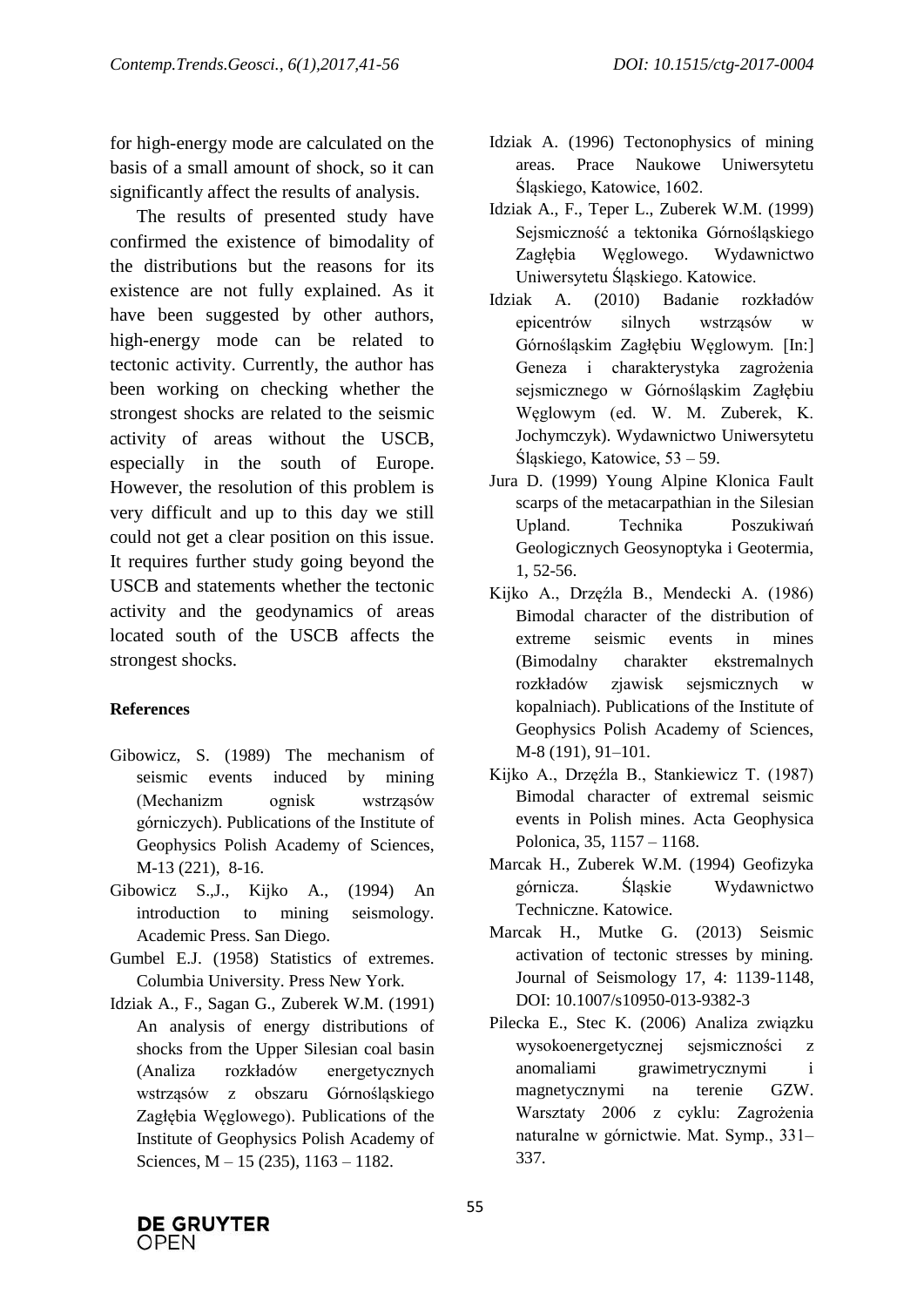for high-energy mode are calculated on the basis of a small amount of shock, so it can significantly affect the results of analysis.

The results of presented study have confirmed the existence of bimodality of the distributions but the reasons for its existence are not fully explained. As it have been suggested by other authors, high-energy mode can be related to tectonic activity. Currently, the author has been working on checking whether the strongest shocks are related to the seismic activity of areas without the USCB, especially in the south of Europe. However, the resolution of this problem is very difficult and up to this day we still could not get a clear position on this issue. It requires further study going beyond the USCB and statements whether the tectonic activity and the geodynamics of areas located south of the USCB affects the strongest shocks.

#### References

Gibowicz, S. (1989) The mechanism of seismic events induced by mining (Mechanizm ognisk wstrząsów górniczych). Publications of the Institute of Geophysics Polish Academy of Sciences, M-13 (221), 8-16.

Gibowicz S.,J., Kijko A., (1994) An introduction to mining seismology. Academic Press. San Diego.

Gumbel E.J. (1958) Statistics of extremes. Columbia University. Press New York.

Idziak A., F., Sagan G., Zuberek W.M. (1991) An analysis of energy distributions of shocks from the Upper Silesian coal basin (Analiza rozkładów energetycznych wstrząsów z obszaru Górnośląskiego Zagłębia Węglowego). Publications of the Institute of Geophysics Polish Academy of Sciences, M – 15 (235), 1163 – 1182.

Idziak A. (1996) Tectonophysics of mining areas. Prace Naukowe Uniwersytetu Śląskiego, Katowice, 1602.

Idziak A., F., Teper L., Zuberek W.M. (1999) Sejsmiczność a tektonika Górnośląskiego Zagłębia Węglowego. Wydawnictwo Uniwersytetu Śląskiego. Katowice.

Idziak A. (2010) Badanie rozkładów epicentrów silnych wstrząsów w Górnośląskim Zagłębiu Węglowym. [In:] Geneza i charakterystyka zagrożenia sejsmicznego w Górnośląskim Zagłębiu Węglowym (ed. W. M. Zuberek, K. Jochymczyk). Wydawnictwo Uniwersytetu Śląskiego, Katowice, 53 – 59.

Jura D. (1999) Young Alpine Klonica Fault scarps of the metacarpathian in the Silesian Upland. Technika Poszukiwań Geologicznych Geosynoptyka i Geotermia, 1, 52-56.

Kijko A., Drzęźla B., Mendecki A. (1986) Bimodal character of the distribution of extreme seismic events in mines (Bimodalny charakter ekstremalnych rozkładów zjawisk sejsmicznych w kopalniach). Publications of the Institute of Geophysics Polish Academy of Sciences, M-8 (191), 91–101.

Kijko A., Drzęźla B., Stankiewicz T. (1987) Bimodal character of extremal seismic events in Polish mines. Acta Geophysica Polonica, 35, 1157 – 1168.

Marcak H., Zuberek W.M. (1994) Geofizyka górnicza. Śląskie Wydawnictwo Techniczne. Katowice.

Marcak H., Mutke G. (2013) Seismic activation of tectonic stresses by mining. Journal of Seismology 17, 4: 1139-1148, DOI: 10.1007/s10950-013-9382-3

Pilecka E., Stec K. (2006) Analiza związku wysokoenergetycznej sejsmiczności z anomaliami grawimetrycznymi i magnetycznymi na terenie GZW. Warsztaty 2006 z cyklu: Zagrożenia naturalne w górnictwie. Mat. Symp., 331–337.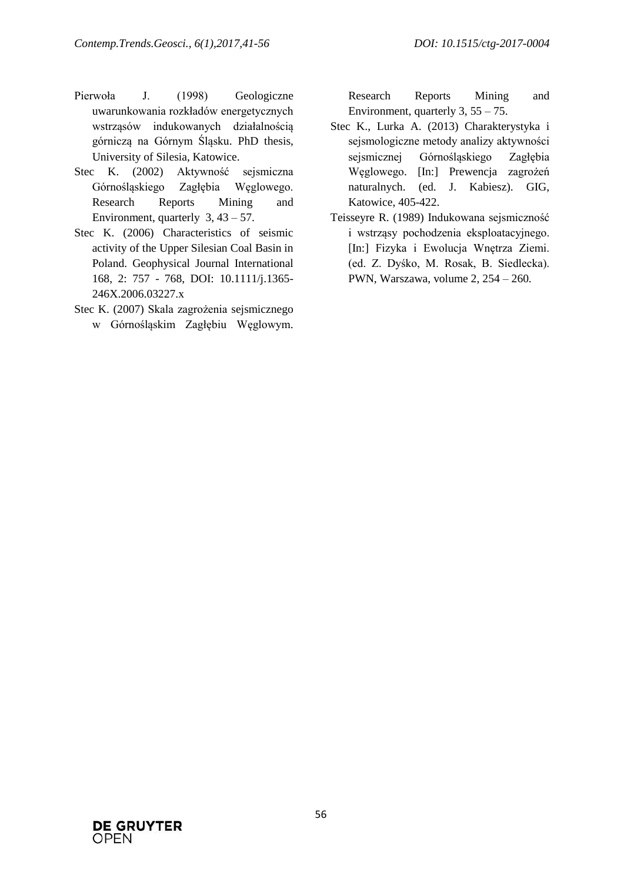Pierwoła J. (1998) Geologiczne uwarunkowania rozkładów energetycznych wstrząsów indukowanych działalnością górniczą na Górnym Śląsku. PhD thesis, University of Silesia, Katowice.

Stec K. (2002) Aktywność sejsmiczna Górnośląskiego Zagłębia Węglowego. Research Reports Mining and Environment, quarterly 3, 43 – 57.

Stec K. (2006) Characteristics of seismic activity of the Upper Silesian Coal Basin in Poland. Geophysical Journal International 168, 2: 757 - 768, DOI: 10.1111/j.1365-246X.2006.03227.x

Stec K. (2007) Skala zagrożenia sejsmicznego w Górnośląskim Zagłębiu Węglowym. Research Reports Mining and Environment, quarterly 3, 55 – 75.

Stec K., Lurka A. (2013) Charakterystyka i sejsmologiczne metody analizy aktywności sejsmicznej Górnośląskiego Zagłębia Węglowego. [In:] Prewencja zagrożeń naturalnych. (ed. J. Kabiesz). GIG, Katowice, 405-422.

Teisseyre R. (1989) Indukowana sejsmiczność i wstrząsy pochodzenia eksploatacyjnego. [In:] Fizyka i Ewolucja Wnętrza Ziemi. (ed. Z. Dyśko, M. Rosak, B. Siedlecka). PWN, Warszawa, volume 2, 254 – 260.